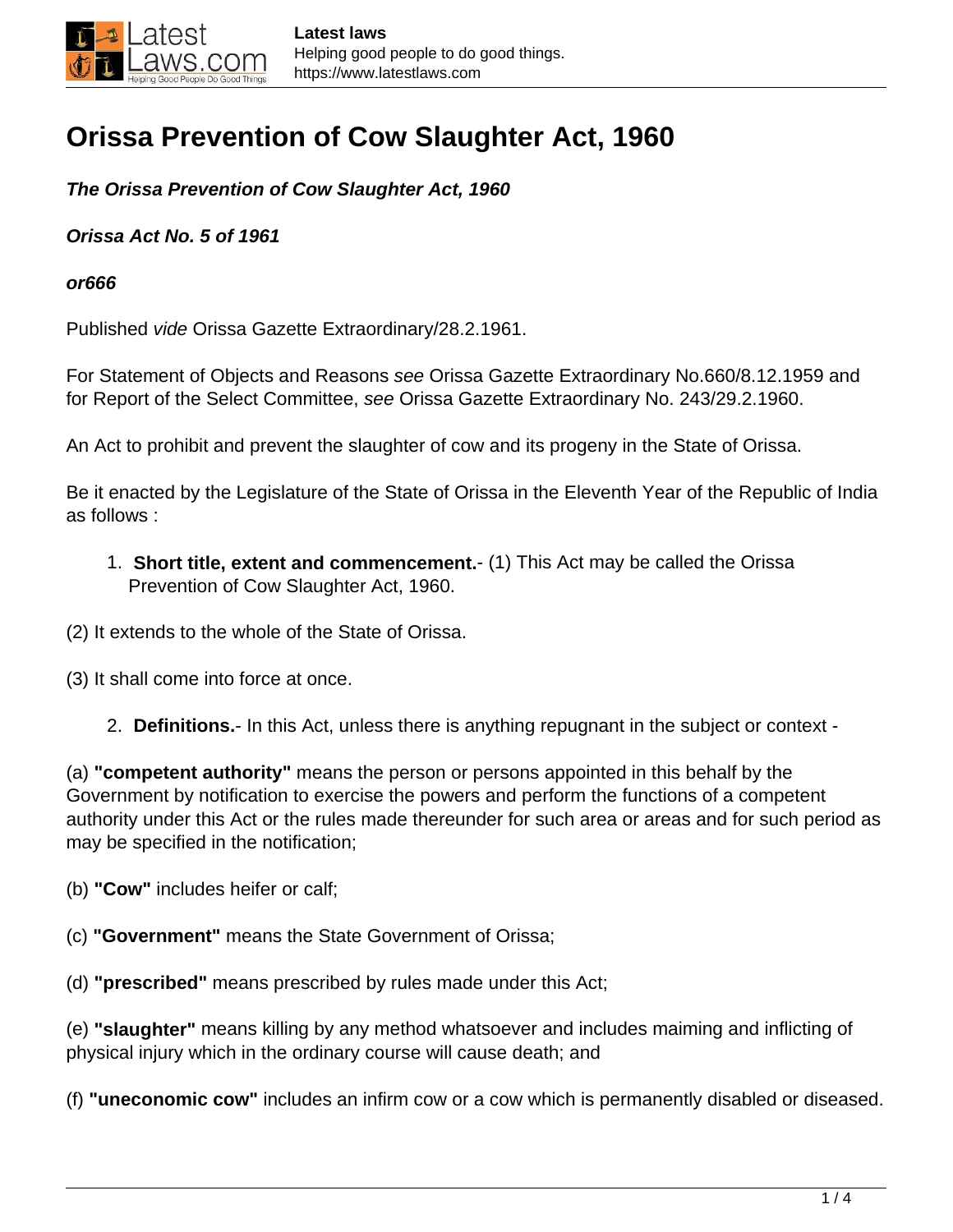# Orissa Prevention of Cow Slaughter Act, 1960

***The Orissa Prevention of Cow Slaughter Act, 1960***

***Orissa Act No. 5 of 1961***

***or666***

Published *vide* Orissa Gazette Extraordinary/28.2.1961.

For Statement of Objects and Reasons *see* Orissa Gazette Extraordinary No.660/8.12.1959 and for Report of the Select Committee, *see* Orissa Gazette Extraordinary No. 243/29.2.1960.

An Act to prohibit and prevent the slaughter of cow and its progeny in the State of Orissa.

Be it enacted by the Legislature of the State of Orissa in the Eleventh Year of the Republic of India as follows :

1. **Short title, extent and commencement.**- (1) This Act may be called the Orissa Prevention of Cow Slaughter Act, 1960.

(2) It extends to the whole of the State of Orissa.

(3) It shall come into force at once.

2. **Definitions.**- In this Act, unless there is anything repugnant in the subject or context -

(a) **"competent authority"** means the person or persons appointed in this behalf by the Government by notification to exercise the powers and perform the functions of a competent authority under this Act or the rules made thereunder for such area or areas and for such period as may be specified in the notification;

(b) **"Cow"** includes heifer or calf;

(c) **"Government"** means the State Government of Orissa;

(d) **"prescribed"** means prescribed by rules made under this Act;

(e) **"slaughter"** means killing by any method whatsoever and includes maiming and inflicting of physical injury which in the ordinary course will cause death; and

(f) **"uneconomic cow"** includes an infirm cow or a cow which is permanently disabled or diseased.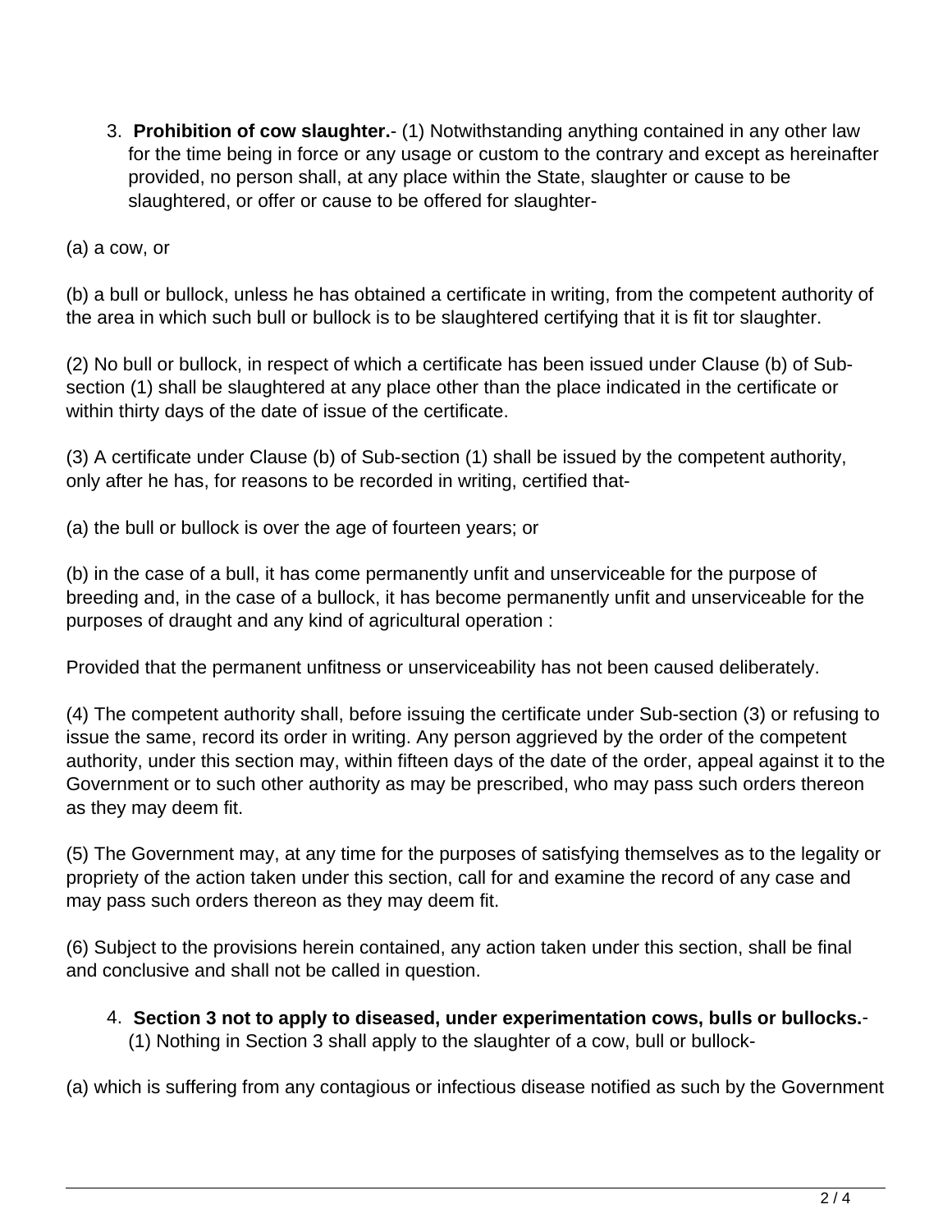3. **Prohibition of cow slaughter.**- (1) Notwithstanding anything contained in any other law for the time being in force or any usage or custom to the contrary and except as hereinafter provided, no person shall, at any place within the State, slaughter or cause to be slaughtered, or offer or cause to be offered for slaughter-

(a) a cow, or

(b) a bull or bullock, unless he has obtained a certificate in writing, from the competent authority of the area in which such bull or bullock is to be slaughtered certifying that it is fit tor slaughter.

(2) No bull or bullock, in respect of which a certificate has been issued under Clause (b) of Sub-section (1) shall be slaughtered at any place other than the place indicated in the certificate or within thirty days of the date of issue of the certificate.

(3) A certificate under Clause (b) of Sub-section (1) shall be issued by the competent authority, only after he has, for reasons to be recorded in writing, certified that-

(a) the bull or bullock is over the age of fourteen years; or

(b) in the case of a bull, it has come permanently unfit and unserviceable for the purpose of breeding and, in the case of a bullock, it has become permanently unfit and unserviceable for the purposes of draught and any kind of agricultural operation :

Provided that the permanent unfitness or unserviceability has not been caused deliberately.

(4) The competent authority shall, before issuing the certificate under Sub-section (3) or refusing to issue the same, record its order in writing. Any person aggrieved by the order of the competent authority, under this section may, within fifteen days of the date of the order, appeal against it to the Government or to such other authority as may be prescribed, who may pass such orders thereon as they may deem fit.

(5) The Government may, at any time for the purposes of satisfying themselves as to the legality or propriety of the action taken under this section, call for and examine the record of any case and may pass such orders thereon as they may deem fit.

(6) Subject to the provisions herein contained, any action taken under this section, shall be final and conclusive and shall not be called in question.

4. **Section 3 not to apply to diseased, under experimentation cows, bulls or bullocks.**- (1) Nothing in Section 3 shall apply to the slaughter of a cow, bull or bullock-

(a) which is suffering from any contagious or infectious disease notified as such by the Government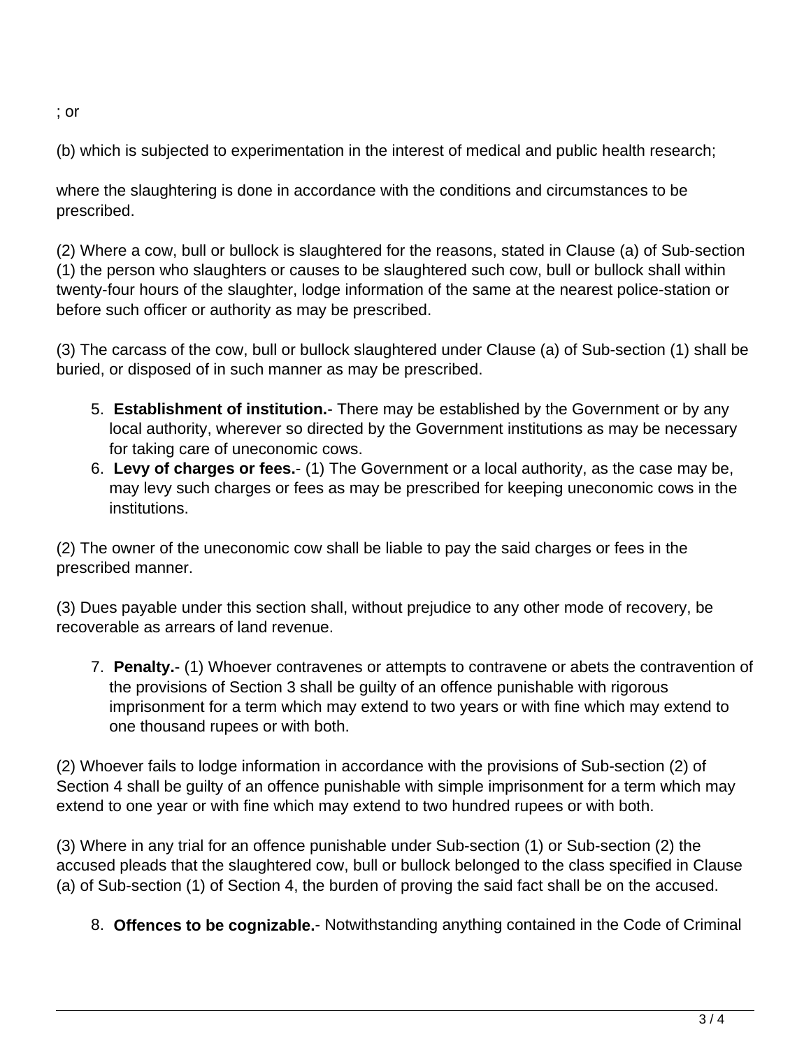; or

(b) which is subjected to experimentation in the interest of medical and public health research;

where the slaughtering is done in accordance with the conditions and circumstances to be prescribed.

(2) Where a cow, bull or bullock is slaughtered for the reasons, stated in Clause (a) of Sub-section (1) the person who slaughters or causes to be slaughtered such cow, bull or bullock shall within twenty-four hours of the slaughter, lodge information of the same at the nearest police-station or before such officer or authority as may be prescribed.

(3) The carcass of the cow, bull or bullock slaughtered under Clause (a) of Sub-section (1) shall be buried, or disposed of in such manner as may be prescribed.

5. **Establishment of institution.**- There may be established by the Government or by any local authority, wherever so directed by the Government institutions as may be necessary for taking care of uneconomic cows.
6. **Levy of charges or fees.**- (1) The Government or a local authority, as the case may be, may levy such charges or fees as may be prescribed for keeping uneconomic cows in the institutions.

(2) The owner of the uneconomic cow shall be liable to pay the said charges or fees in the prescribed manner.

(3) Dues payable under this section shall, without prejudice to any other mode of recovery, be recoverable as arrears of land revenue.

7. **Penalty.**- (1) Whoever contravenes or attempts to contravene or abets the contravention of the provisions of Section 3 shall be guilty of an offence punishable with rigorous imprisonment for a term which may extend to two years or with fine which may extend to one thousand rupees or with both.

(2) Whoever fails to lodge information in accordance with the provisions of Sub-section (2) of Section 4 shall be guilty of an offence punishable with simple imprisonment for a term which may extend to one year or with fine which may extend to two hundred rupees or with both.

(3) Where in any trial for an offence punishable under Sub-section (1) or Sub-section (2) the accused pleads that the slaughtered cow, bull or bullock belonged to the class specified in Clause (a) of Sub-section (1) of Section 4, the burden of proving the said fact shall be on the accused.

8. **Offences to be cognizable.**- Notwithstanding anything contained in the Code of Criminal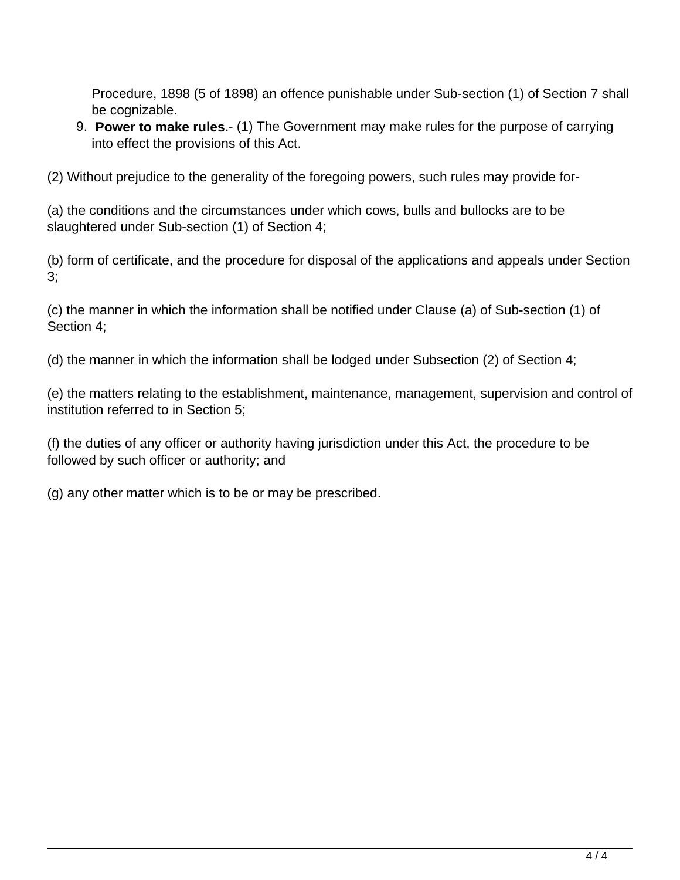Procedure, 1898 (5 of 1898) an offence punishable under Sub-section (1) of Section 7 shall be cognizable.

9. **Power to make rules.**- (1) The Government may make rules for the purpose of carrying into effect the provisions of this Act.

(2) Without prejudice to the generality of the foregoing powers, such rules may provide for-

(a) the conditions and the circumstances under which cows, bulls and bullocks are to be slaughtered under Sub-section (1) of Section 4;

(b) form of certificate, and the procedure for disposal of the applications and appeals under Section 3;

(c) the manner in which the information shall be notified under Clause (a) of Sub-section (1) of Section 4;

(d) the manner in which the information shall be lodged under Subsection (2) of Section 4;

(e) the matters relating to the establishment, maintenance, management, supervision and control of institution referred to in Section 5;

(f) the duties of any officer or authority having jurisdiction under this Act, the procedure to be followed by such officer or authority; and

(g) any other matter which is to be or may be prescribed.